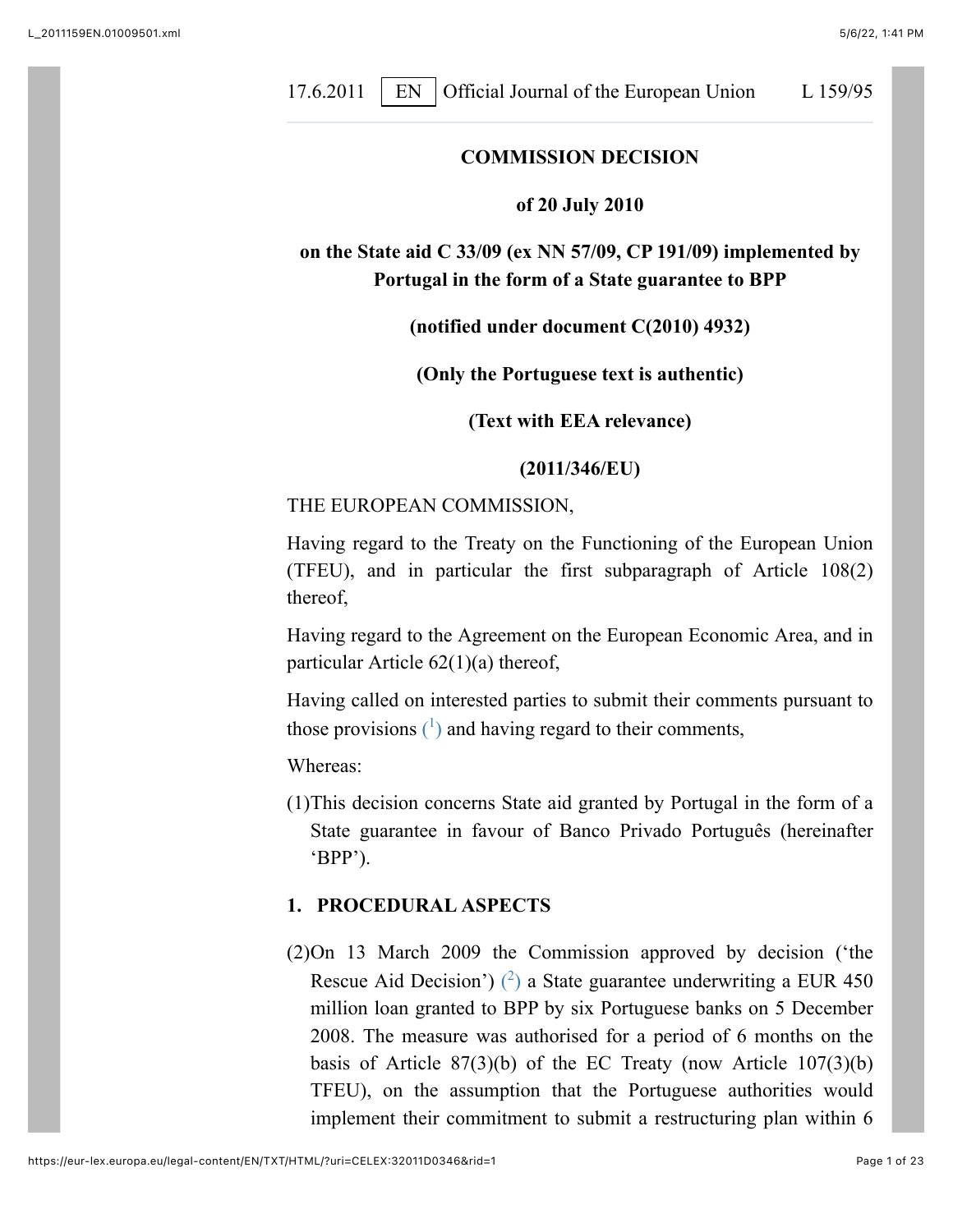# COMMISSION DECISION

## of 20 July 2010

## on the State aid C 33/09 (ex NN 57/09, CP 191/09) implemented by Portugal in the form of a State guarantee to BPP

**(notified under document C(2010) 4932)**

**(Only the Portuguese text is authentic)**

**(Text with EEA relevance)**

**(2011/346/EU)**

THE EUROPEAN COMMISSION,

Having regard to the Treaty on the Functioning of the European Union (TFEU), and in particular the first subparagraph of Article 108(2) thereof,

Having regard to the Agreement on the European Economic Area, and in particular Article 62(1)(a) thereof,

Having called on interested parties to submit their comments pursuant to those provisions ([1]) and having regard to their comments,

Whereas:

(1) This decision concerns State aid granted by Portugal in the form of a State guarantee in favour of Banco Privado Português (hereinafter 'BPP').

## 1. PROCEDURAL ASPECTS

(2) On 13 March 2009 the Commission approved by decision ('the Rescue Aid Decision') ([2]) a State guarantee underwriting a EUR 450 million loan granted to BPP by six Portuguese banks on 5 December 2008. The measure was authorised for a period of 6 months on the basis of Article 87(3)(b) of the EC Treaty (now Article 107(3)(b) TFEU), on the assumption that the Portuguese authorities would implement their commitment to submit a restructuring plan within 6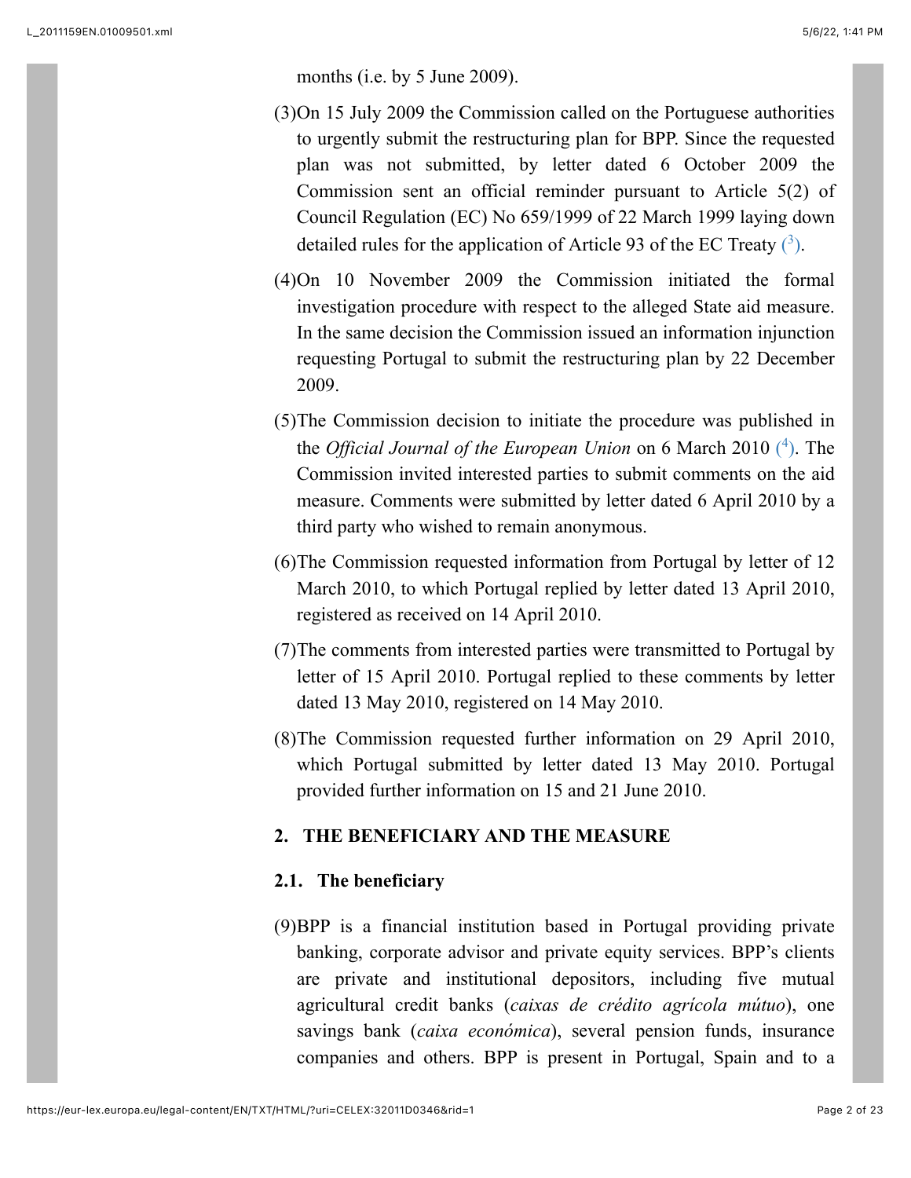months (i.e. by 5 June 2009).

(3) On 15 July 2009 the Commission called on the Portuguese authorities to urgently submit the restructuring plan for BPP. Since the requested plan was not submitted, by letter dated 6 October 2009 the Commission sent an official reminder pursuant to Article 5(2) of Council Regulation (EC) No 659/1999 of 22 March 1999 laying down detailed rules for the application of Article 93 of the EC Treaty ([3]).

(4) On 10 November 2009 the Commission initiated the formal investigation procedure with respect to the alleged State aid measure. In the same decision the Commission issued an information injunction requesting Portugal to submit the restructuring plan by 22 December 2009.

(5) The Commission decision to initiate the procedure was published in the *Official Journal of the European Union* on 6 March 2010 ([4]). The Commission invited interested parties to submit comments on the aid measure. Comments were submitted by letter dated 6 April 2010 by a third party who wished to remain anonymous.

(6) The Commission requested information from Portugal by letter of 12 March 2010, to which Portugal replied by letter dated 13 April 2010, registered as received on 14 April 2010.

(7) The comments from interested parties were transmitted to Portugal by letter of 15 April 2010. Portugal replied to these comments by letter dated 13 May 2010, registered on 14 May 2010.

(8) The Commission requested further information on 29 April 2010, which Portugal submitted by letter dated 13 May 2010. Portugal provided further information on 15 and 21 June 2010.

## 2. THE BENEFICIARY AND THE MEASURE

### 2.1. The beneficiary

(9) BPP is a financial institution based in Portugal providing private banking, corporate advisor and private equity services. BPP's clients are private and institutional depositors, including five mutual agricultural credit banks (*caixas de crédito agrícola mútuo*), one savings bank (*caixa económica*), several pension funds, insurance companies and others. BPP is present in Portugal, Spain and to a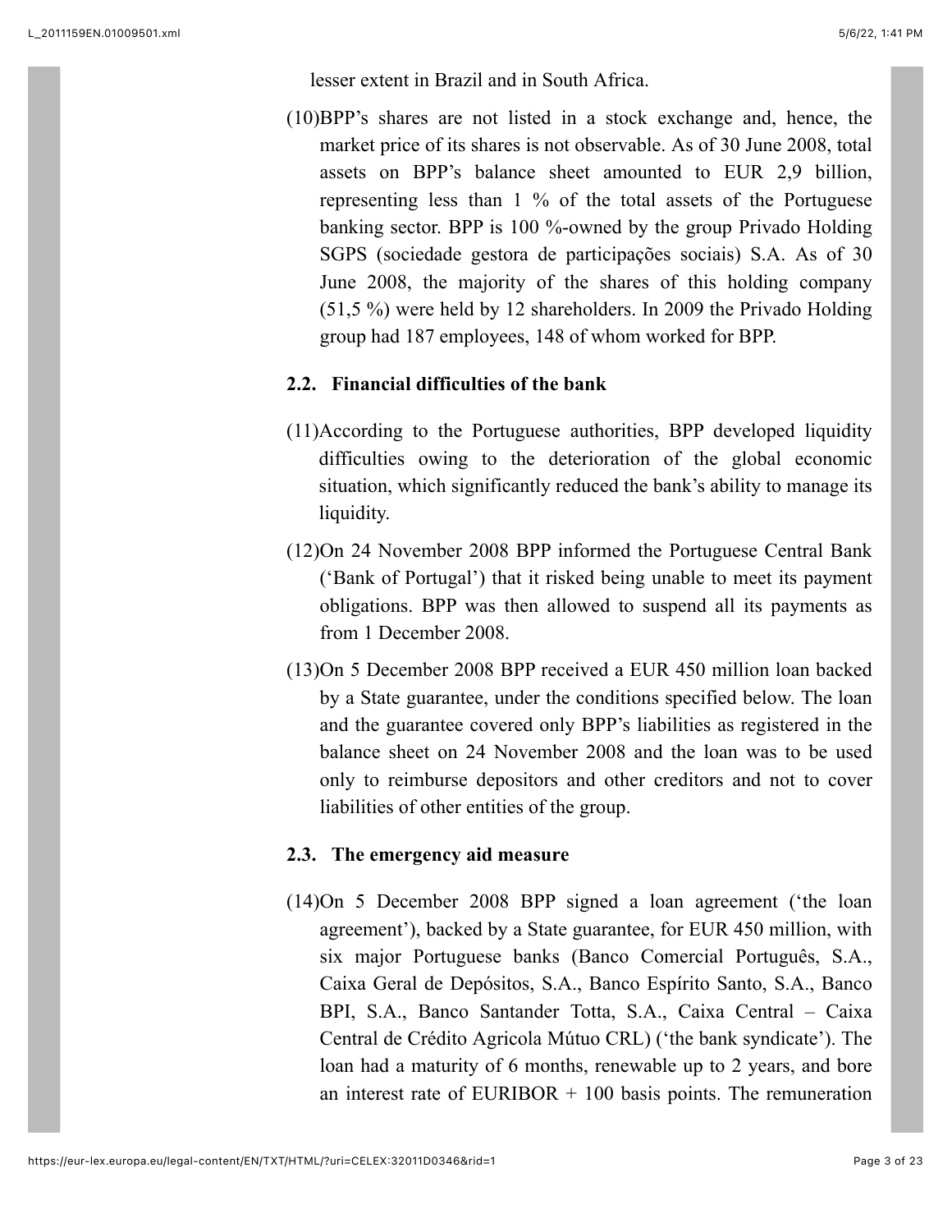lesser extent in Brazil and in South Africa.

(10) BPP's shares are not listed in a stock exchange and, hence, the market price of its shares is not observable. As of 30 June 2008, total assets on BPP's balance sheet amounted to EUR 2,9 billion, representing less than 1 % of the total assets of the Portuguese banking sector. BPP is 100 %-owned by the group Privado Holding SGPS (sociedade gestora de participações sociais) S.A. As of 30 June 2008, the majority of the shares of this holding company (51,5 %) were held by 12 shareholders. In 2009 the Privado Holding group had 187 employees, 148 of whom worked for BPP.

### 2.2. Financial difficulties of the bank

(11) According to the Portuguese authorities, BPP developed liquidity difficulties owing to the deterioration of the global economic situation, which significantly reduced the bank's ability to manage its liquidity.

(12) On 24 November 2008 BPP informed the Portuguese Central Bank ('Bank of Portugal') that it risked being unable to meet its payment obligations. BPP was then allowed to suspend all its payments as from 1 December 2008.

(13) On 5 December 2008 BPP received a EUR 450 million loan backed by a State guarantee, under the conditions specified below. The loan and the guarantee covered only BPP's liabilities as registered in the balance sheet on 24 November 2008 and the loan was to be used only to reimburse depositors and other creditors and not to cover liabilities of other entities of the group.

### 2.3. The emergency aid measure

(14) On 5 December 2008 BPP signed a loan agreement ('the loan agreement'), backed by a State guarantee, for EUR 450 million, with six major Portuguese banks (Banco Comercial Português, S.A., Caixa Geral de Depósitos, S.A., Banco Espírito Santo, S.A., Banco BPI, S.A., Banco Santander Totta, S.A., Caixa Central – Caixa Central de Crédito Agricola Mútuo CRL) ('the bank syndicate'). The loan had a maturity of 6 months, renewable up to 2 years, and bore an interest rate of EURIBOR + 100 basis points. The remuneration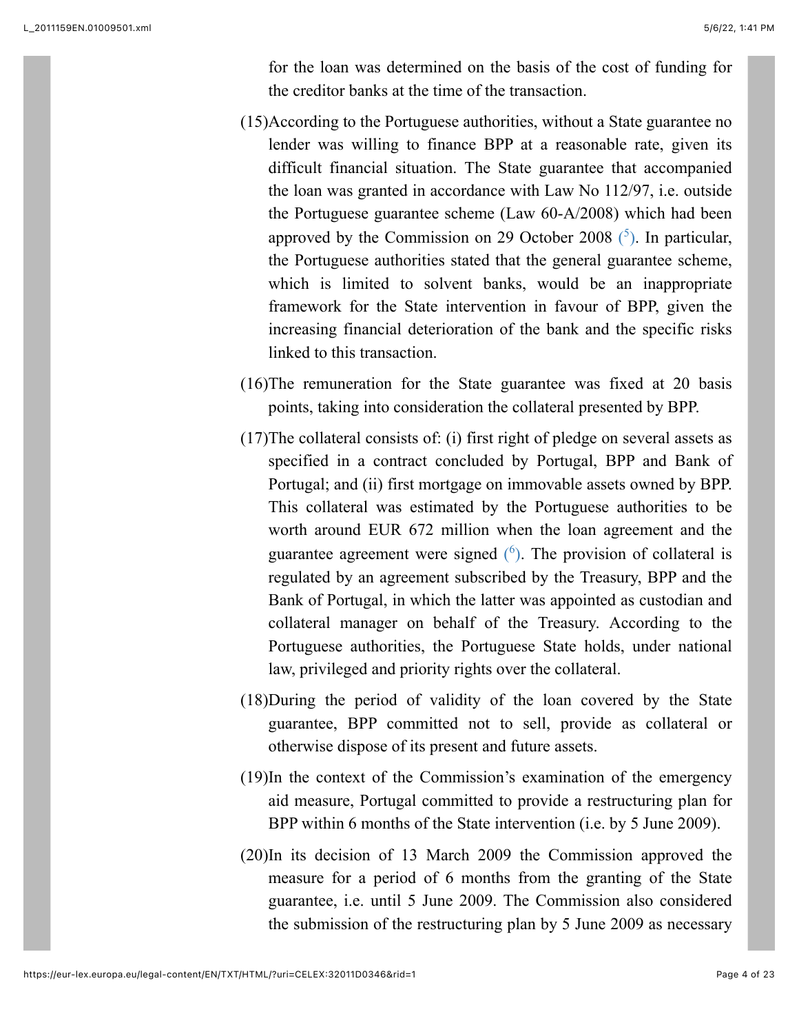for the loan was determined on the basis of the cost of funding for the creditor banks at the time of the transaction.

(15) According to the Portuguese authorities, without a State guarantee no lender was willing to finance BPP at a reasonable rate, given its difficult financial situation. The State guarantee that accompanied the loan was granted in accordance with Law No 112/97, i.e. outside the Portuguese guarantee scheme (Law 60-A/2008) which had been approved by the Commission on 29 October 2008 (5). In particular, the Portuguese authorities stated that the general guarantee scheme, which is limited to solvent banks, would be an inappropriate framework for the State intervention in favour of BPP, given the increasing financial deterioration of the bank and the specific risks linked to this transaction.

(16) The remuneration for the State guarantee was fixed at 20 basis points, taking into consideration the collateral presented by BPP.

(17) The collateral consists of: (i) first right of pledge on several assets as specified in a contract concluded by Portugal, BPP and Bank of Portugal; and (ii) first mortgage on immovable assets owned by BPP. This collateral was estimated by the Portuguese authorities to be worth around EUR 672 million when the loan agreement and the guarantee agreement were signed (6). The provision of collateral is regulated by an agreement subscribed by the Treasury, BPP and the Bank of Portugal, in which the latter was appointed as custodian and collateral manager on behalf of the Treasury. According to the Portuguese authorities, the Portuguese State holds, under national law, privileged and priority rights over the collateral.

(18) During the period of validity of the loan covered by the State guarantee, BPP committed not to sell, provide as collateral or otherwise dispose of its present and future assets.

(19) In the context of the Commission's examination of the emergency aid measure, Portugal committed to provide a restructuring plan for BPP within 6 months of the State intervention (i.e. by 5 June 2009).

(20) In its decision of 13 March 2009 the Commission approved the measure for a period of 6 months from the granting of the State guarantee, i.e. until 5 June 2009. The Commission also considered the submission of the restructuring plan by 5 June 2009 as necessary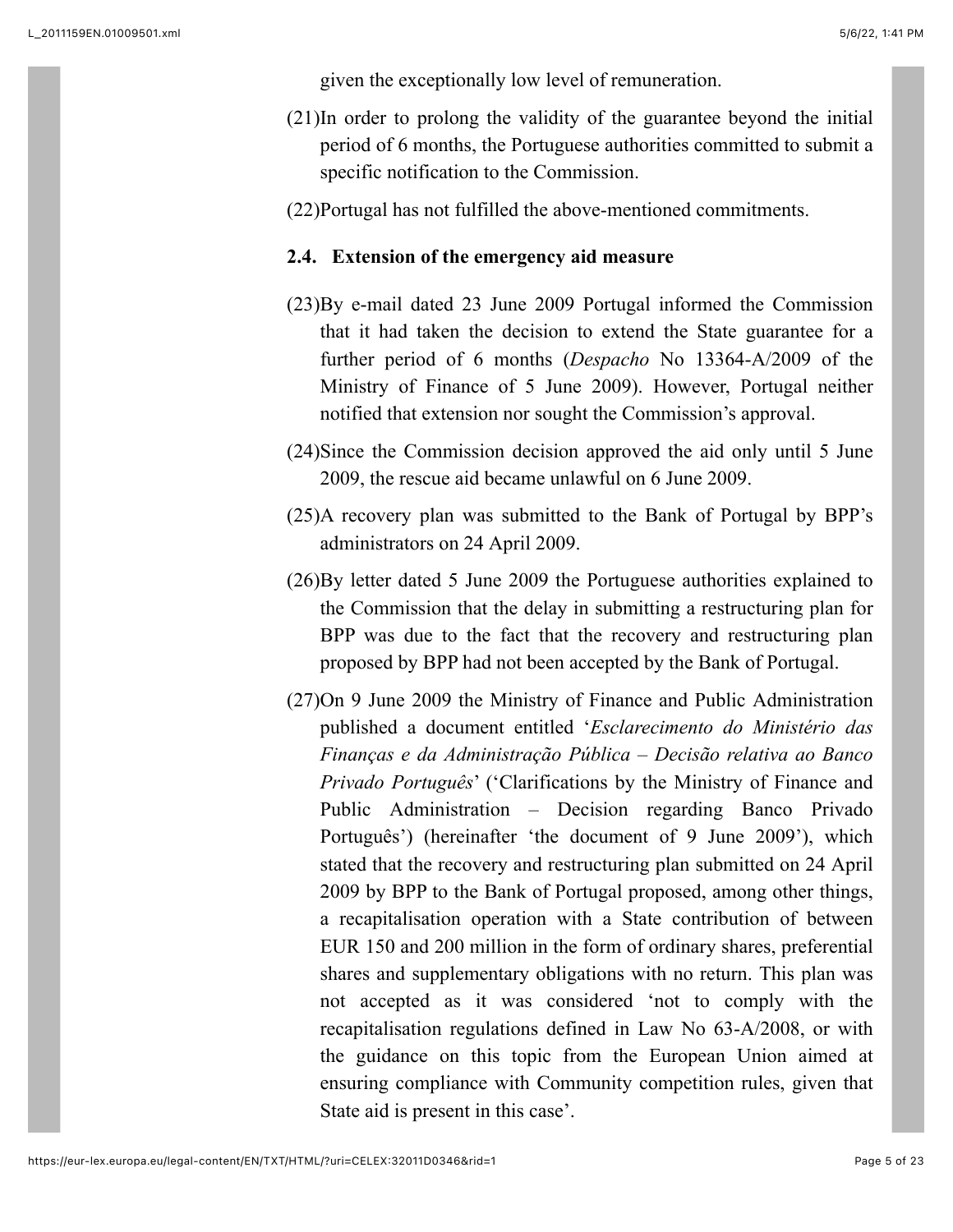given the exceptionally low level of remuneration.

(21) In order to prolong the validity of the guarantee beyond the initial period of 6 months, the Portuguese authorities committed to submit a specific notification to the Commission.

(22) Portugal has not fulfilled the above-mentioned commitments.

### 2.4. Extension of the emergency aid measure

(23) By e-mail dated 23 June 2009 Portugal informed the Commission that it had taken the decision to extend the State guarantee for a further period of 6 months (*Despacho* No 13364-A/2009 of the Ministry of Finance of 5 June 2009). However, Portugal neither notified that extension nor sought the Commission's approval.

(24) Since the Commission decision approved the aid only until 5 June 2009, the rescue aid became unlawful on 6 June 2009.

(25) A recovery plan was submitted to the Bank of Portugal by BPP's administrators on 24 April 2009.

(26) By letter dated 5 June 2009 the Portuguese authorities explained to the Commission that the delay in submitting a restructuring plan for BPP was due to the fact that the recovery and restructuring plan proposed by BPP had not been accepted by the Bank of Portugal.

(27) On 9 June 2009 the Ministry of Finance and Public Administration published a document entitled '*Esclarecimento do Ministério das Finanças e da Administração Pública – Decisão relativa ao Banco Privado Português*' ('Clarifications by the Ministry of Finance and Public Administration – Decision regarding Banco Privado Português') (hereinafter 'the document of 9 June 2009'), which stated that the recovery and restructuring plan submitted on 24 April 2009 by BPP to the Bank of Portugal proposed, among other things, a recapitalisation operation with a State contribution of between EUR 150 and 200 million in the form of ordinary shares, preferential shares and supplementary obligations with no return. This plan was not accepted as it was considered 'not to comply with the recapitalisation regulations defined in Law No 63-A/2008, or with the guidance on this topic from the European Union aimed at ensuring compliance with Community competition rules, given that State aid is present in this case'.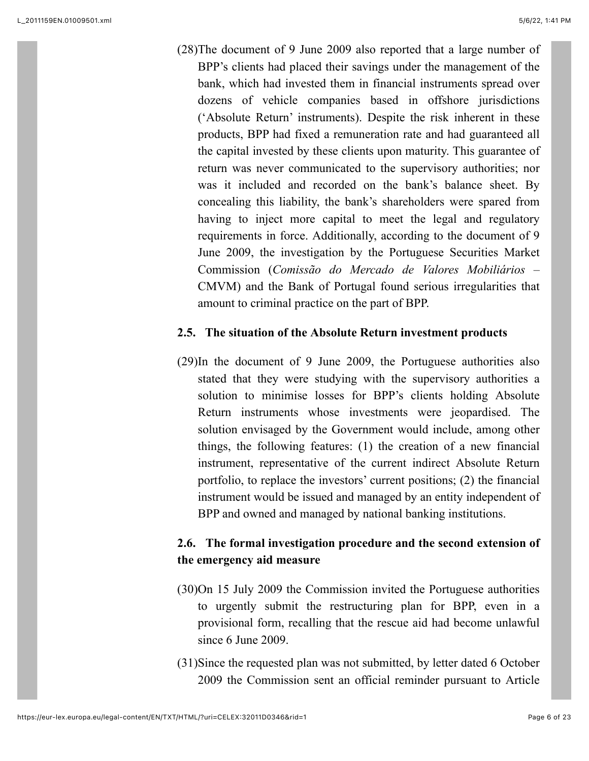(28) The document of 9 June 2009 also reported that a large number of BPP's clients had placed their savings under the management of the bank, which had invested them in financial instruments spread over dozens of vehicle companies based in offshore jurisdictions ('Absolute Return' instruments). Despite the risk inherent in these products, BPP had fixed a remuneration rate and had guaranteed all the capital invested by these clients upon maturity. This guarantee of return was never communicated to the supervisory authorities; nor was it included and recorded on the bank's balance sheet. By concealing this liability, the bank's shareholders were spared from having to inject more capital to meet the legal and regulatory requirements in force. Additionally, according to the document of 9 June 2009, the investigation by the Portuguese Securities Market Commission (*Comissão do Mercado de Valores Mobiliários* – CMVM) and the Bank of Portugal found serious irregularities that amount to criminal practice on the part of BPP.

### 2.5. The situation of the Absolute Return investment products

(29) In the document of 9 June 2009, the Portuguese authorities also stated that they were studying with the supervisory authorities a solution to minimise losses for BPP's clients holding Absolute Return instruments whose investments were jeopardised. The solution envisaged by the Government would include, among other things, the following features: (1) the creation of a new financial instrument, representative of the current indirect Absolute Return portfolio, to replace the investors' current positions; (2) the financial instrument would be issued and managed by an entity independent of BPP and owned and managed by national banking institutions.

### 2.6. The formal investigation procedure and the second extension of the emergency aid measure

(30) On 15 July 2009 the Commission invited the Portuguese authorities to urgently submit the restructuring plan for BPP, even in a provisional form, recalling that the rescue aid had become unlawful since 6 June 2009.

(31) Since the requested plan was not submitted, by letter dated 6 October 2009 the Commission sent an official reminder pursuant to Article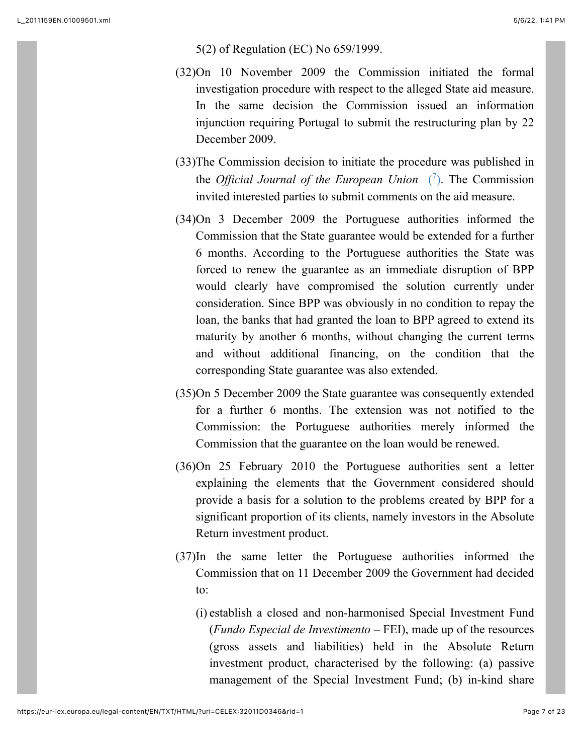5(2) of Regulation (EC) No 659/1999.

(32) On 10 November 2009 the Commission initiated the formal investigation procedure with respect to the alleged State aid measure. In the same decision the Commission issued an information injunction requiring Portugal to submit the restructuring plan by 22 December 2009.

(33) The Commission decision to initiate the procedure was published in the *Official Journal of the European Union* [7]. The Commission invited interested parties to submit comments on the aid measure.

(34) On 3 December 2009 the Portuguese authorities informed the Commission that the State guarantee would be extended for a further 6 months. According to the Portuguese authorities the State was forced to renew the guarantee as an immediate disruption of BPP would clearly have compromised the solution currently under consideration. Since BPP was obviously in no condition to repay the loan, the banks that had granted the loan to BPP agreed to extend its maturity by another 6 months, without changing the current terms and without additional financing, on the condition that the corresponding State guarantee was also extended.

(35) On 5 December 2009 the State guarantee was consequently extended for a further 6 months. The extension was not notified to the Commission: the Portuguese authorities merely informed the Commission that the guarantee on the loan would be renewed.

(36) On 25 February 2010 the Portuguese authorities sent a letter explaining the elements that the Government considered should provide a basis for a solution to the problems created by BPP for a significant proportion of its clients, namely investors in the Absolute Return investment product.

(37) In the same letter the Portuguese authorities informed the Commission that on 11 December 2009 the Government had decided to:

(i) establish a closed and non-harmonised Special Investment Fund (*Fundo Especial de Investimento* – FEI), made up of the resources (gross assets and liabilities) held in the Absolute Return investment product, characterised by the following: (a) passive management of the Special Investment Fund; (b) in-kind share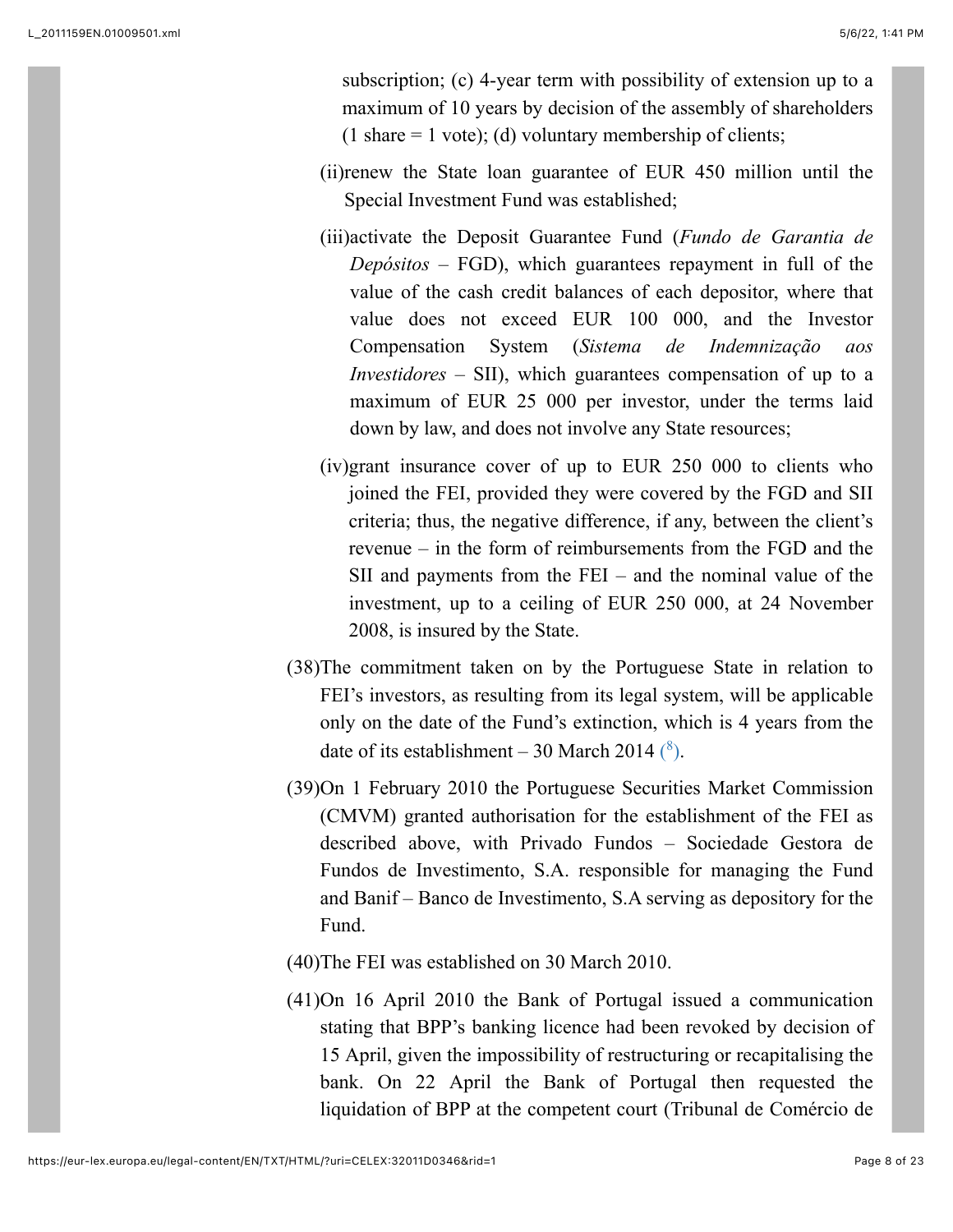subscription; (c) 4-year term with possibility of extension up to a maximum of 10 years by decision of the assembly of shareholders (1 share = 1 vote); (d) voluntary membership of clients;

(ii) renew the State loan guarantee of EUR 450 million until the Special Investment Fund was established;

(iii) activate the Deposit Guarantee Fund (*Fundo de Garantia de Depósitos* – FGD), which guarantees repayment in full of the value of the cash credit balances of each depositor, where that value does not exceed EUR 100 000, and the Investor Compensation System (*Sistema de Indemnização aos Investidores* – SII), which guarantees compensation of up to a maximum of EUR 25 000 per investor, under the terms laid down by law, and does not involve any State resources;

(iv) grant insurance cover of up to EUR 250 000 to clients who joined the FEI, provided they were covered by the FGD and SII criteria; thus, the negative difference, if any, between the client's revenue – in the form of reimbursements from the FGD and the SII and payments from the FEI – and the nominal value of the investment, up to a ceiling of EUR 250 000, at 24 November 2008, is insured by the State.

(38) The commitment taken on by the Portuguese State in relation to FEI's investors, as resulting from its legal system, will be applicable only on the date of the Fund's extinction, which is 4 years from the date of its establishment – 30 March 2014 [8].

(39) On 1 February 2010 the Portuguese Securities Market Commission (CMVM) granted authorisation for the establishment of the FEI as described above, with Privado Fundos – Sociedade Gestora de Fundos de Investimento, S.A. responsible for managing the Fund and Banif – Banco de Investimento, S.A serving as depository for the Fund.

(40) The FEI was established on 30 March 2010.

(41) On 16 April 2010 the Bank of Portugal issued a communication stating that BPP's banking licence had been revoked by decision of 15 April, given the impossibility of restructuring or recapitalising the bank. On 22 April the Bank of Portugal then requested the liquidation of BPP at the competent court (Tribunal de Comércio de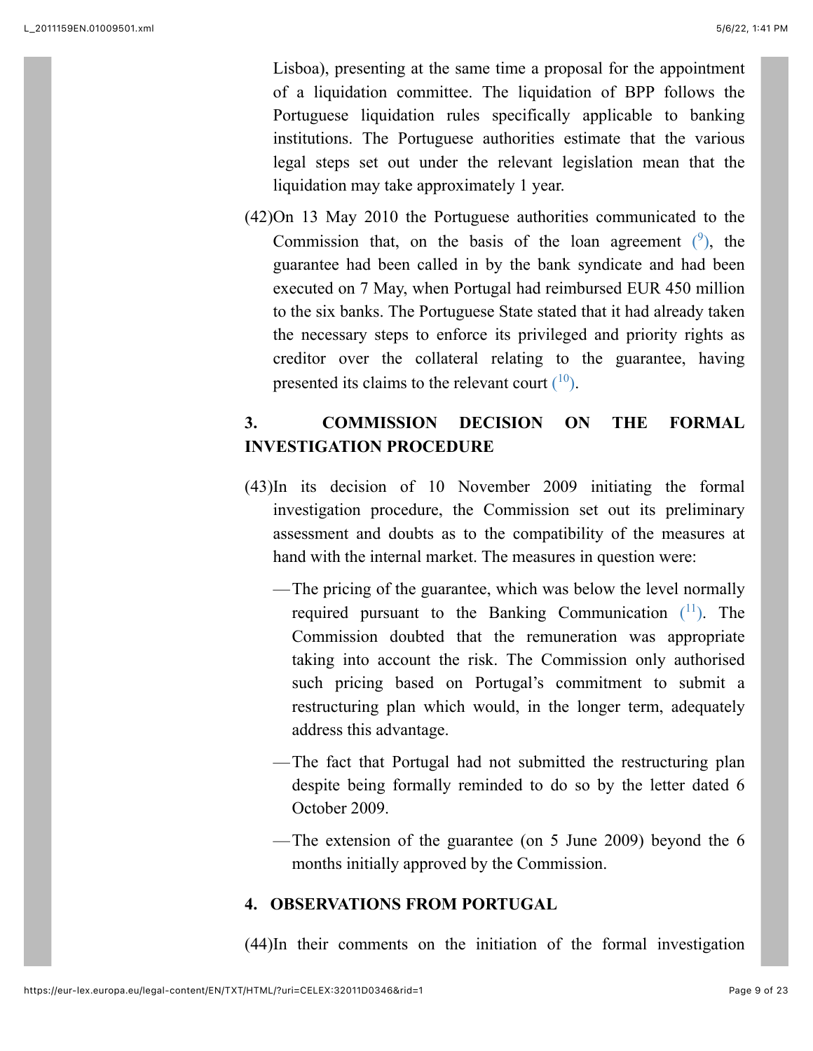Lisboa), presenting at the same time a proposal for the appointment of a liquidation committee. The liquidation of BPP follows the Portuguese liquidation rules specifically applicable to banking institutions. The Portuguese authorities estimate that the various legal steps set out under the relevant legislation mean that the liquidation may take approximately 1 year.

(42) On 13 May 2010 the Portuguese authorities communicated to the Commission that, on the basis of the loan agreement ([9]), the guarantee had been called in by the bank syndicate and had been executed on 7 May, when Portugal had reimbursed EUR 450 million to the six banks. The Portuguese State stated that it had already taken the necessary steps to enforce its privileged and priority rights as creditor over the collateral relating to the guarantee, having presented its claims to the relevant court ([10]).

## 3. COMMISSION DECISION ON THE FORMAL INVESTIGATION PROCEDURE

(43) In its decision of 10 November 2009 initiating the formal investigation procedure, the Commission set out its preliminary assessment and doubts as to the compatibility of the measures at hand with the internal market. The measures in question were:

- The pricing of the guarantee, which was below the level normally required pursuant to the Banking Communication ([11]). The Commission doubted that the remuneration was appropriate taking into account the risk. The Commission only authorised such pricing based on Portugal's commitment to submit a restructuring plan which would, in the longer term, adequately address this advantage.
- The fact that Portugal had not submitted the restructuring plan despite being formally reminded to do so by the letter dated 6 October 2009.
- The extension of the guarantee (on 5 June 2009) beyond the 6 months initially approved by the Commission.

## 4. OBSERVATIONS FROM PORTUGAL

(44) In their comments on the initiation of the formal investigation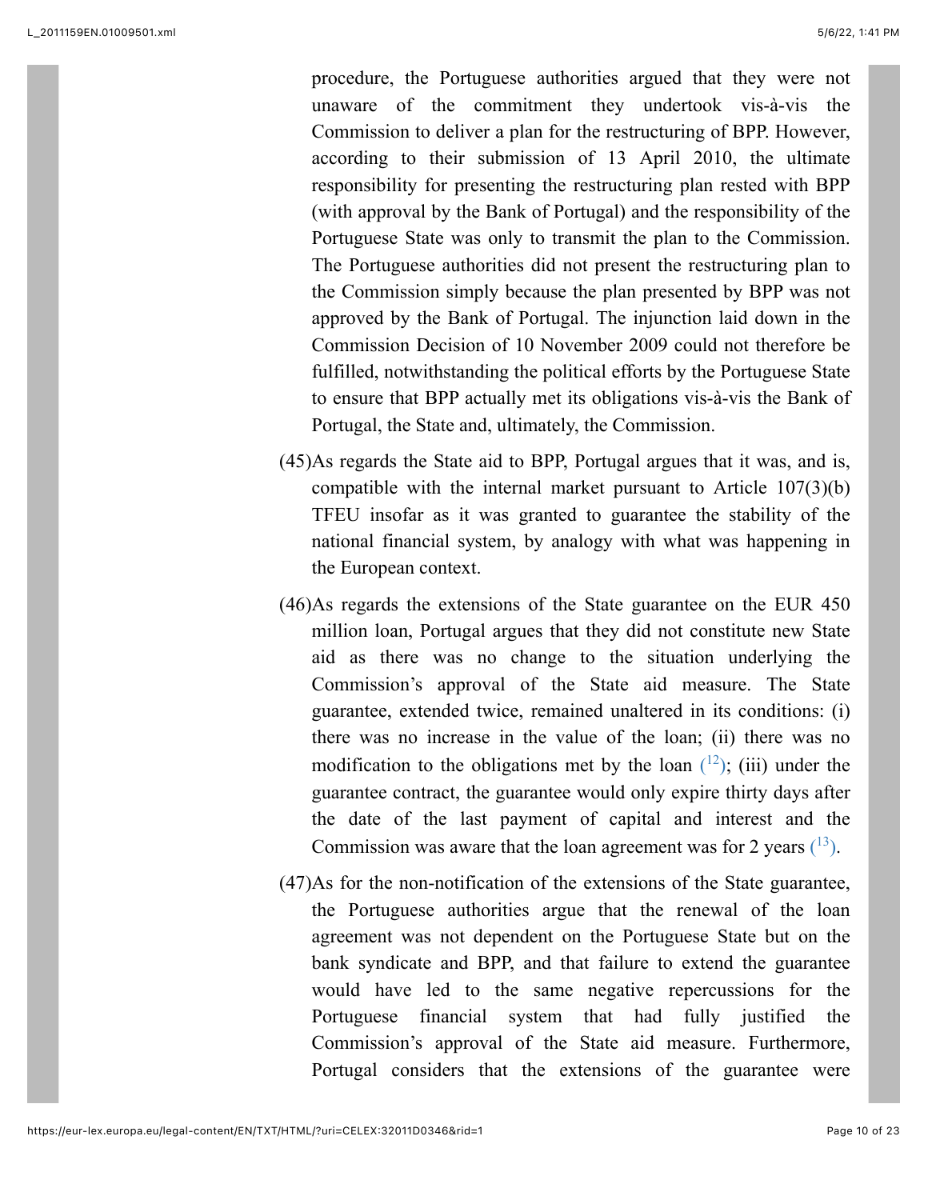procedure, the Portuguese authorities argued that they were not unaware of the commitment they undertook vis-à-vis the Commission to deliver a plan for the restructuring of BPP. However, according to their submission of 13 April 2010, the ultimate responsibility for presenting the restructuring plan rested with BPP (with approval by the Bank of Portugal) and the responsibility of the Portuguese State was only to transmit the plan to the Commission. The Portuguese authorities did not present the restructuring plan to the Commission simply because the plan presented by BPP was not approved by the Bank of Portugal. The injunction laid down in the Commission Decision of 10 November 2009 could not therefore be fulfilled, notwithstanding the political efforts by the Portuguese State to ensure that BPP actually met its obligations vis-à-vis the Bank of Portugal, the State and, ultimately, the Commission.

(45) As regards the State aid to BPP, Portugal argues that it was, and is, compatible with the internal market pursuant to Article 107(3)(b) TFEU insofar as it was granted to guarantee the stability of the national financial system, by analogy with what was happening in the European context.

(46) As regards the extensions of the State guarantee on the EUR 450 million loan, Portugal argues that they did not constitute new State aid as there was no change to the situation underlying the Commission's approval of the State aid measure. The State guarantee, extended twice, remained unaltered in its conditions: (i) there was no increase in the value of the loan; (ii) there was no modification to the obligations met by the loan [12]; (iii) under the guarantee contract, the guarantee would only expire thirty days after the date of the last payment of capital and interest and the Commission was aware that the loan agreement was for 2 years [13].

(47) As for the non-notification of the extensions of the State guarantee, the Portuguese authorities argue that the renewal of the loan agreement was not dependent on the Portuguese State but on the bank syndicate and BPP, and that failure to extend the guarantee would have led to the same negative repercussions for the Portuguese financial system that had fully justified the Commission's approval of the State aid measure. Furthermore, Portugal considers that the extensions of the guarantee were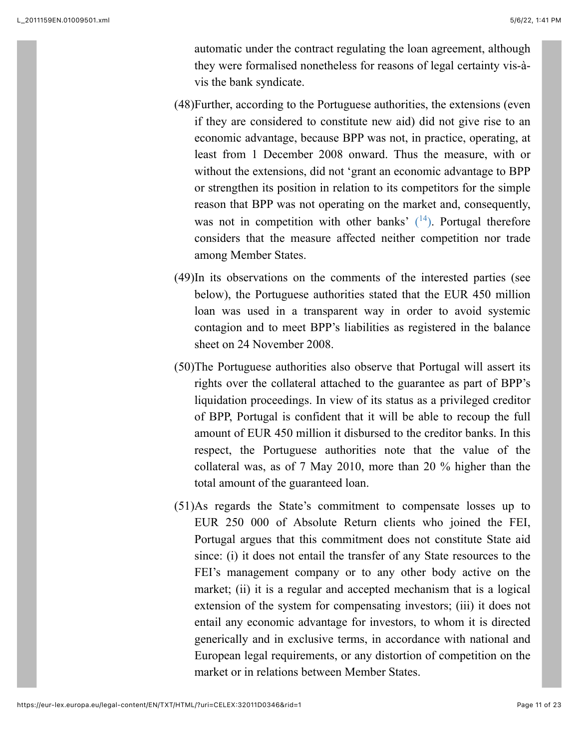automatic under the contract regulating the loan agreement, although they were formalised nonetheless for reasons of legal certainty vis-à-vis the bank syndicate.

(48) Further, according to the Portuguese authorities, the extensions (even if they are considered to constitute new aid) did not give rise to an economic advantage, because BPP was not, in practice, operating, at least from 1 December 2008 onward. Thus the measure, with or without the extensions, did not 'grant an economic advantage to BPP or strengthen its position in relation to its competitors for the simple reason that BPP was not operating on the market and, consequently, was not in competition with other banks' [14]. Portugal therefore considers that the measure affected neither competition nor trade among Member States.

(49) In its observations on the comments of the interested parties (see below), the Portuguese authorities stated that the EUR 450 million loan was used in a transparent way in order to avoid systemic contagion and to meet BPP's liabilities as registered in the balance sheet on 24 November 2008.

(50) The Portuguese authorities also observe that Portugal will assert its rights over the collateral attached to the guarantee as part of BPP's liquidation proceedings. In view of its status as a privileged creditor of BPP, Portugal is confident that it will be able to recoup the full amount of EUR 450 million it disbursed to the creditor banks. In this respect, the Portuguese authorities note that the value of the collateral was, as of 7 May 2010, more than 20 % higher than the total amount of the guaranteed loan.

(51) As regards the State's commitment to compensate losses up to EUR 250 000 of Absolute Return clients who joined the FEI, Portugal argues that this commitment does not constitute State aid since: (i) it does not entail the transfer of any State resources to the FEI's management company or to any other body active on the market; (ii) it is a regular and accepted mechanism that is a logical extension of the system for compensating investors; (iii) it does not entail any economic advantage for investors, to whom it is directed generically and in exclusive terms, in accordance with national and European legal requirements, or any distortion of competition on the market or in relations between Member States.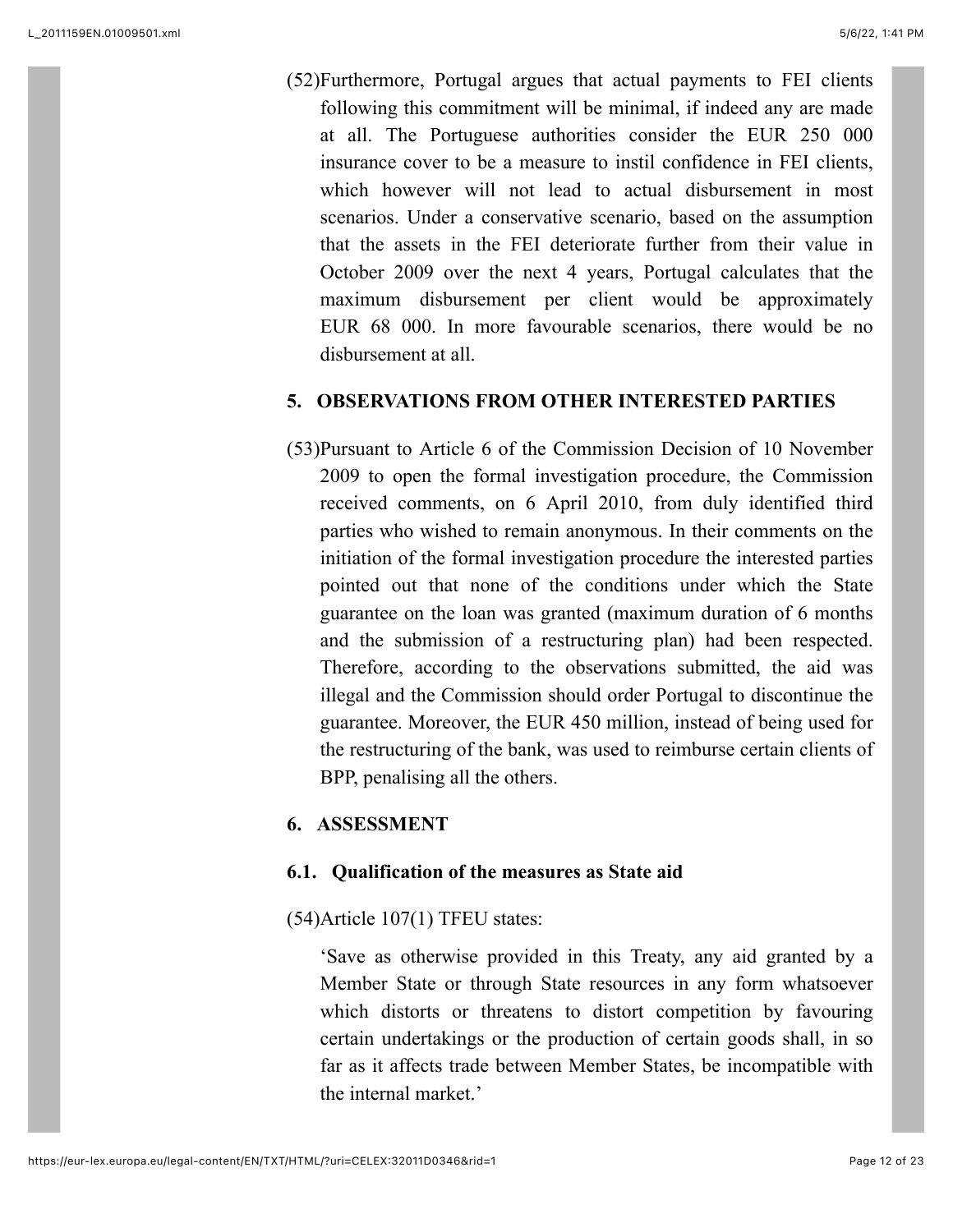(52) Furthermore, Portugal argues that actual payments to FEI clients following this commitment will be minimal, if indeed any are made at all. The Portuguese authorities consider the EUR 250 000 insurance cover to be a measure to instil confidence in FEI clients, which however will not lead to actual disbursement in most scenarios. Under a conservative scenario, based on the assumption that the assets in the FEI deteriorate further from their value in October 2009 over the next 4 years, Portugal calculates that the maximum disbursement per client would be approximately EUR 68 000. In more favourable scenarios, there would be no disbursement at all.

## 5. OBSERVATIONS FROM OTHER INTERESTED PARTIES

(53) Pursuant to Article 6 of the Commission Decision of 10 November 2009 to open the formal investigation procedure, the Commission received comments, on 6 April 2010, from duly identified third parties who wished to remain anonymous. In their comments on the initiation of the formal investigation procedure the interested parties pointed out that none of the conditions under which the State guarantee on the loan was granted (maximum duration of 6 months and the submission of a restructuring plan) had been respected. Therefore, according to the observations submitted, the aid was illegal and the Commission should order Portugal to discontinue the guarantee. Moreover, the EUR 450 million, instead of being used for the restructuring of the bank, was used to reimburse certain clients of BPP, penalising all the others.

## 6. ASSESSMENT

### 6.1. Qualification of the measures as State aid

(54) Article 107(1) TFEU states:

> 'Save as otherwise provided in this Treaty, any aid granted by a Member State or through State resources in any form whatsoever which distorts or threatens to distort competition by favouring certain undertakings or the production of certain goods shall, in so far as it affects trade between Member States, be incompatible with the internal market.'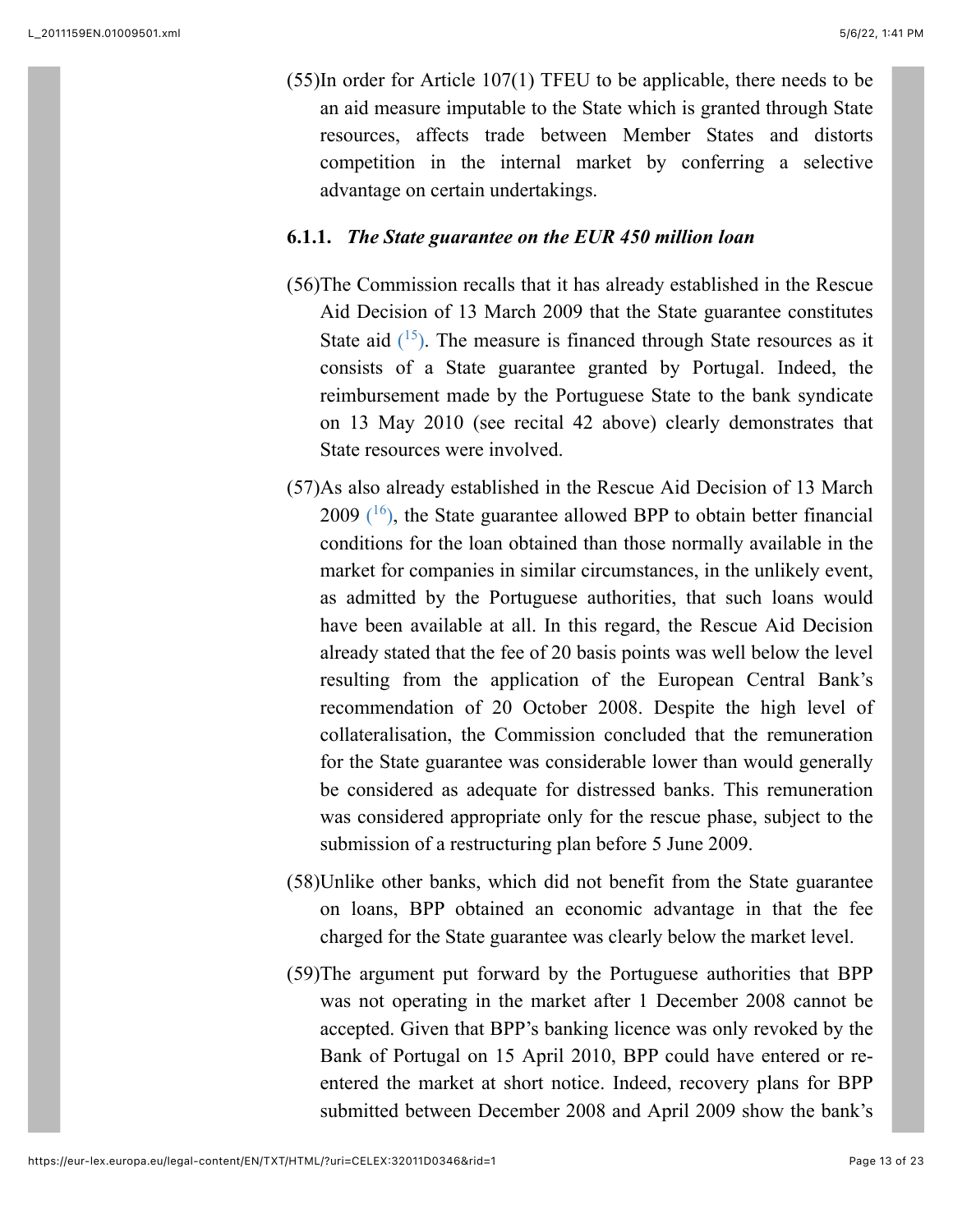(55) In order for Article 107(1) TFEU to be applicable, there needs to be an aid measure imputable to the State which is granted through State resources, affects trade between Member States and distorts competition in the internal market by conferring a selective advantage on certain undertakings.

### 6.1.1. *The State guarantee on the EUR 450 million loan*

(56) The Commission recalls that it has already established in the Rescue Aid Decision of 13 March 2009 that the State guarantee constitutes State aid [15]. The measure is financed through State resources as it consists of a State guarantee granted by Portugal. Indeed, the reimbursement made by the Portuguese State to the bank syndicate on 13 May 2010 (see recital 42 above) clearly demonstrates that State resources were involved.

(57) As also already established in the Rescue Aid Decision of 13 March 2009 [16], the State guarantee allowed BPP to obtain better financial conditions for the loan obtained than those normally available in the market for companies in similar circumstances, in the unlikely event, as admitted by the Portuguese authorities, that such loans would have been available at all. In this regard, the Rescue Aid Decision already stated that the fee of 20 basis points was well below the level resulting from the application of the European Central Bank's recommendation of 20 October 2008. Despite the high level of collateralisation, the Commission concluded that the remuneration for the State guarantee was considerable lower than would generally be considered as adequate for distressed banks. This remuneration was considered appropriate only for the rescue phase, subject to the submission of a restructuring plan before 5 June 2009.

(58) Unlike other banks, which did not benefit from the State guarantee on loans, BPP obtained an economic advantage in that the fee charged for the State guarantee was clearly below the market level.

(59) The argument put forward by the Portuguese authorities that BPP was not operating in the market after 1 December 2008 cannot be accepted. Given that BPP's banking licence was only revoked by the Bank of Portugal on 15 April 2010, BPP could have entered or re-entered the market at short notice. Indeed, recovery plans for BPP submitted between December 2008 and April 2009 show the bank's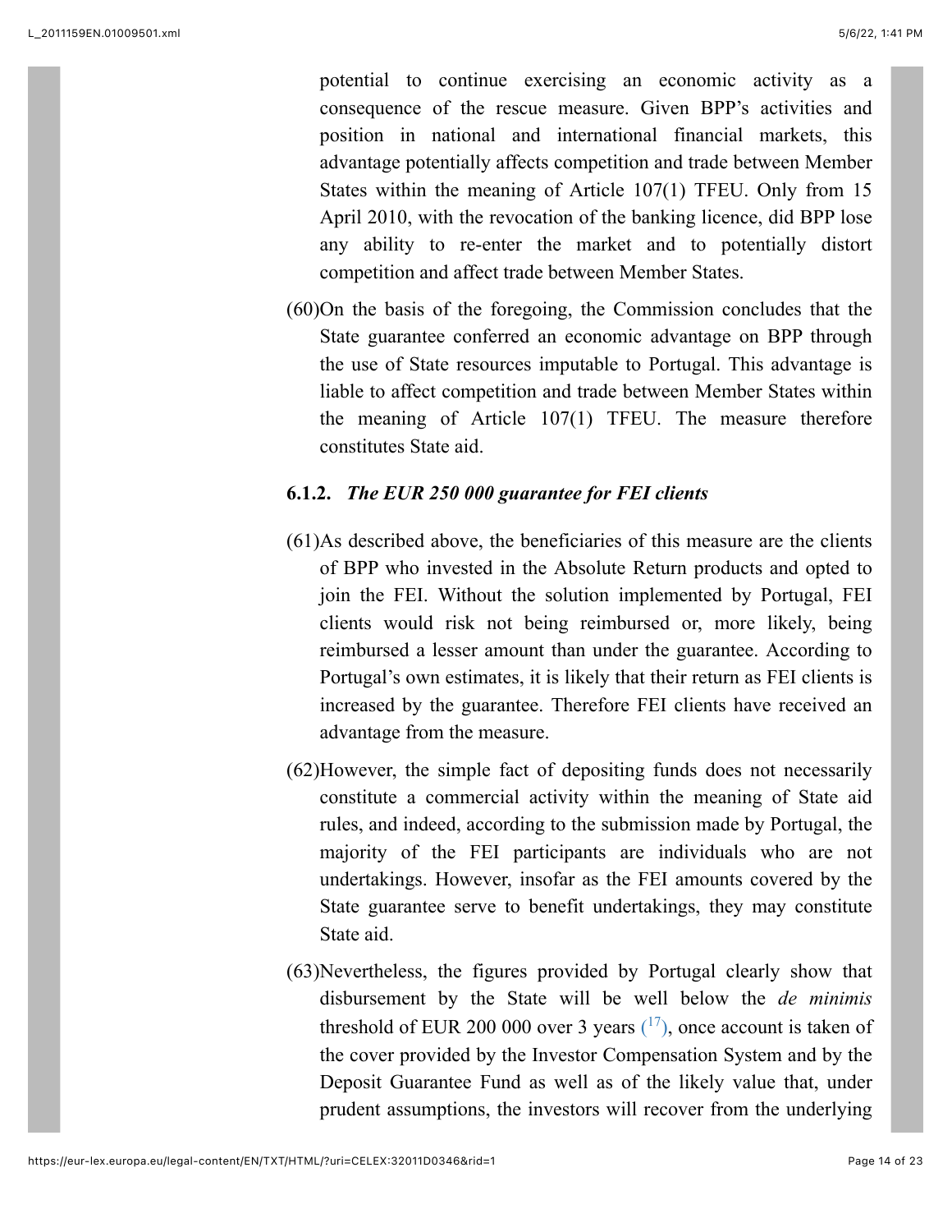potential to continue exercising an economic activity as a consequence of the rescue measure. Given BPP's activities and position in national and international financial markets, this advantage potentially affects competition and trade between Member States within the meaning of Article 107(1) TFEU. Only from 15 April 2010, with the revocation of the banking licence, did BPP lose any ability to re-enter the market and to potentially distort competition and affect trade between Member States.

(60) On the basis of the foregoing, the Commission concludes that the State guarantee conferred an economic advantage on BPP through the use of State resources imputable to Portugal. This advantage is liable to affect competition and trade between Member States within the meaning of Article 107(1) TFEU. The measure therefore constitutes State aid.

### 6.1.2. *The EUR 250 000 guarantee for FEI clients*

(61) As described above, the beneficiaries of this measure are the clients of BPP who invested in the Absolute Return products and opted to join the FEI. Without the solution implemented by Portugal, FEI clients would risk not being reimbursed or, more likely, being reimbursed a lesser amount than under the guarantee. According to Portugal's own estimates, it is likely that their return as FEI clients is increased by the guarantee. Therefore FEI clients have received an advantage from the measure.

(62) However, the simple fact of depositing funds does not necessarily constitute a commercial activity within the meaning of State aid rules, and indeed, according to the submission made by Portugal, the majority of the FEI participants are individuals who are not undertakings. However, insofar as the FEI amounts covered by the State guarantee serve to benefit undertakings, they may constitute State aid.

(63) Nevertheless, the figures provided by Portugal clearly show that disbursement by the State will be well below the *de minimis* threshold of EUR 200 000 over 3 years [(17)], once account is taken of the cover provided by the Investor Compensation System and by the Deposit Guarantee Fund as well as of the likely value that, under prudent assumptions, the investors will recover from the underlying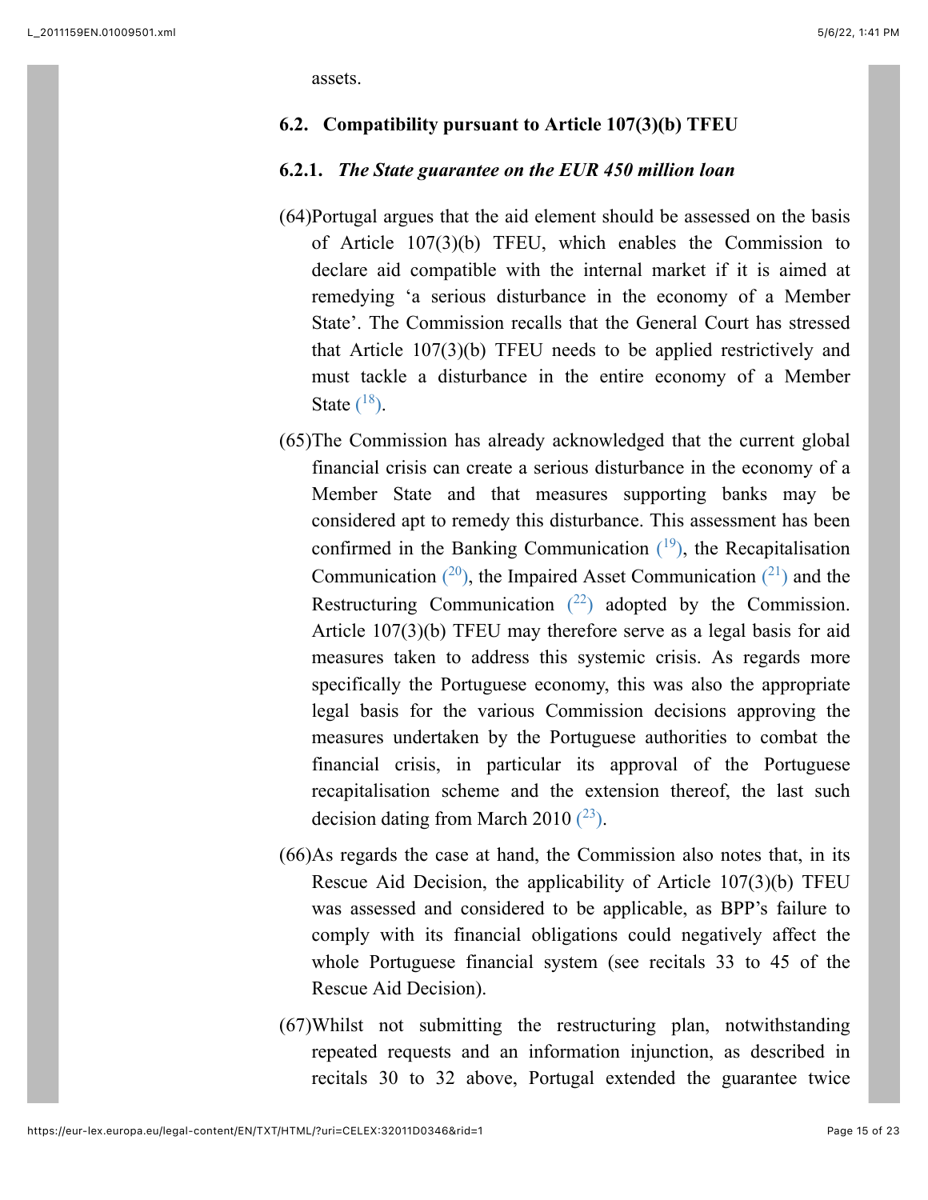assets.

### 6.2. Compatibility pursuant to Article 107(3)(b) TFEU

#### 6.2.1. *The State guarantee on the EUR 450 million loan*

(64) Portugal argues that the aid element should be assessed on the basis of Article 107(3)(b) TFEU, which enables the Commission to declare aid compatible with the internal market if it is aimed at remedying 'a serious disturbance in the economy of a Member State'. The Commission recalls that the General Court has stressed that Article 107(3)(b) TFEU needs to be applied restrictively and must tackle a disturbance in the entire economy of a Member State [18].

(65) The Commission has already acknowledged that the current global financial crisis can create a serious disturbance in the economy of a Member State and that measures supporting banks may be considered apt to remedy this disturbance. This assessment has been confirmed in the Banking Communication [19], the Recapitalisation Communication [20], the Impaired Asset Communication [21] and the Restructuring Communication [22] adopted by the Commission. Article 107(3)(b) TFEU may therefore serve as a legal basis for aid measures taken to address this systemic crisis. As regards more specifically the Portuguese economy, this was also the appropriate legal basis for the various Commission decisions approving the measures undertaken by the Portuguese authorities to combat the financial crisis, in particular its approval of the Portuguese recapitalisation scheme and the extension thereof, the last such decision dating from March 2010 [23].

(66) As regards the case at hand, the Commission also notes that, in its Rescue Aid Decision, the applicability of Article 107(3)(b) TFEU was assessed and considered to be applicable, as BPP's failure to comply with its financial obligations could negatively affect the whole Portuguese financial system (see recitals 33 to 45 of the Rescue Aid Decision).

(67) Whilst not submitting the restructuring plan, notwithstanding repeated requests and an information injunction, as described in recitals 30 to 32 above, Portugal extended the guarantee twice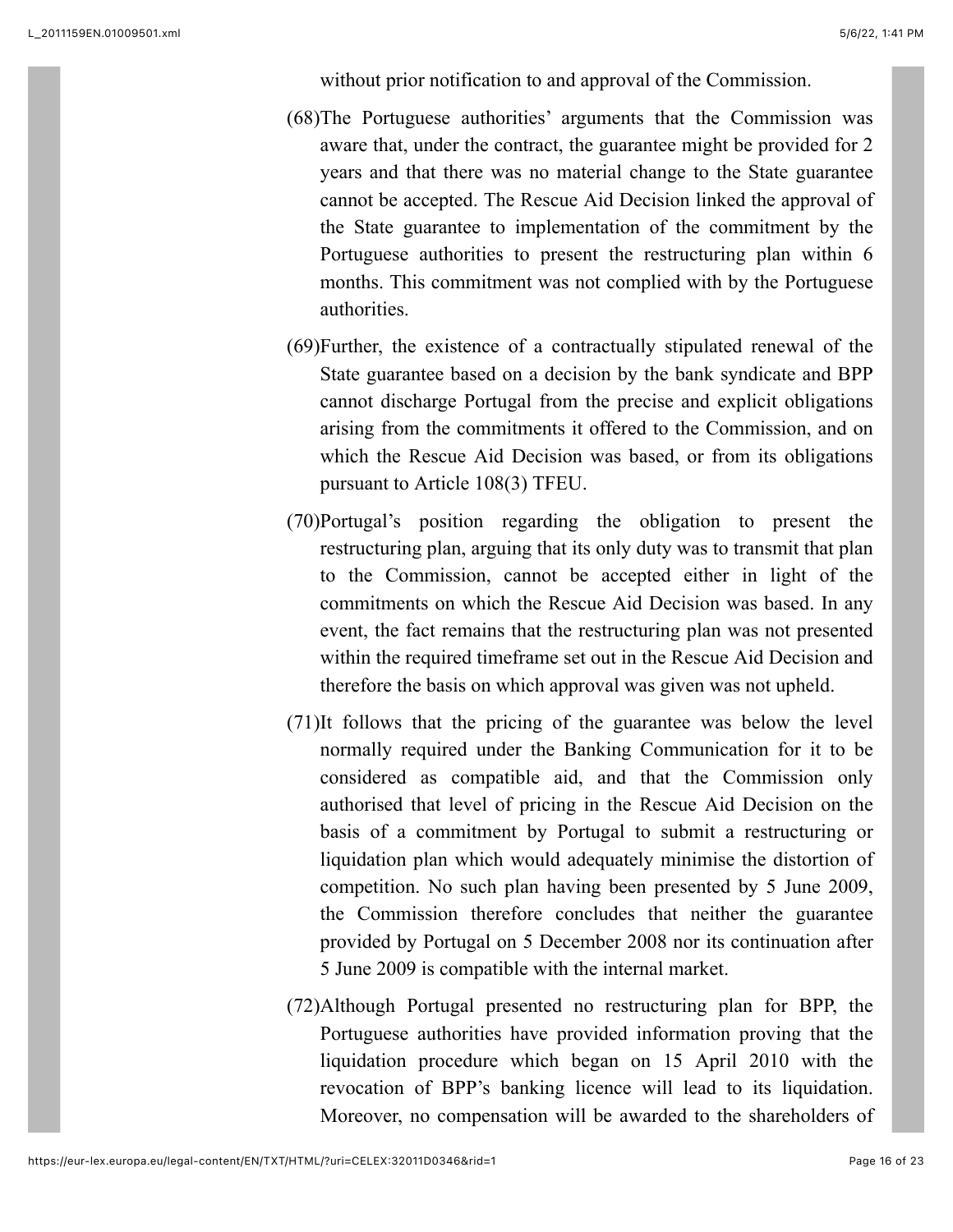without prior notification to and approval of the Commission.

(68) The Portuguese authorities' arguments that the Commission was aware that, under the contract, the guarantee might be provided for 2 years and that there was no material change to the State guarantee cannot be accepted. The Rescue Aid Decision linked the approval of the State guarantee to implementation of the commitment by the Portuguese authorities to present the restructuring plan within 6 months. This commitment was not complied with by the Portuguese authorities.

(69) Further, the existence of a contractually stipulated renewal of the State guarantee based on a decision by the bank syndicate and BPP cannot discharge Portugal from the precise and explicit obligations arising from the commitments it offered to the Commission, and on which the Rescue Aid Decision was based, or from its obligations pursuant to Article 108(3) TFEU.

(70) Portugal's position regarding the obligation to present the restructuring plan, arguing that its only duty was to transmit that plan to the Commission, cannot be accepted either in light of the commitments on which the Rescue Aid Decision was based. In any event, the fact remains that the restructuring plan was not presented within the required timeframe set out in the Rescue Aid Decision and therefore the basis on which approval was given was not upheld.

(71) It follows that the pricing of the guarantee was below the level normally required under the Banking Communication for it to be considered as compatible aid, and that the Commission only authorised that level of pricing in the Rescue Aid Decision on the basis of a commitment by Portugal to submit a restructuring or liquidation plan which would adequately minimise the distortion of competition. No such plan having been presented by 5 June 2009, the Commission therefore concludes that neither the guarantee provided by Portugal on 5 December 2008 nor its continuation after 5 June 2009 is compatible with the internal market.

(72) Although Portugal presented no restructuring plan for BPP, the Portuguese authorities have provided information proving that the liquidation procedure which began on 15 April 2010 with the revocation of BPP's banking licence will lead to its liquidation. Moreover, no compensation will be awarded to the shareholders of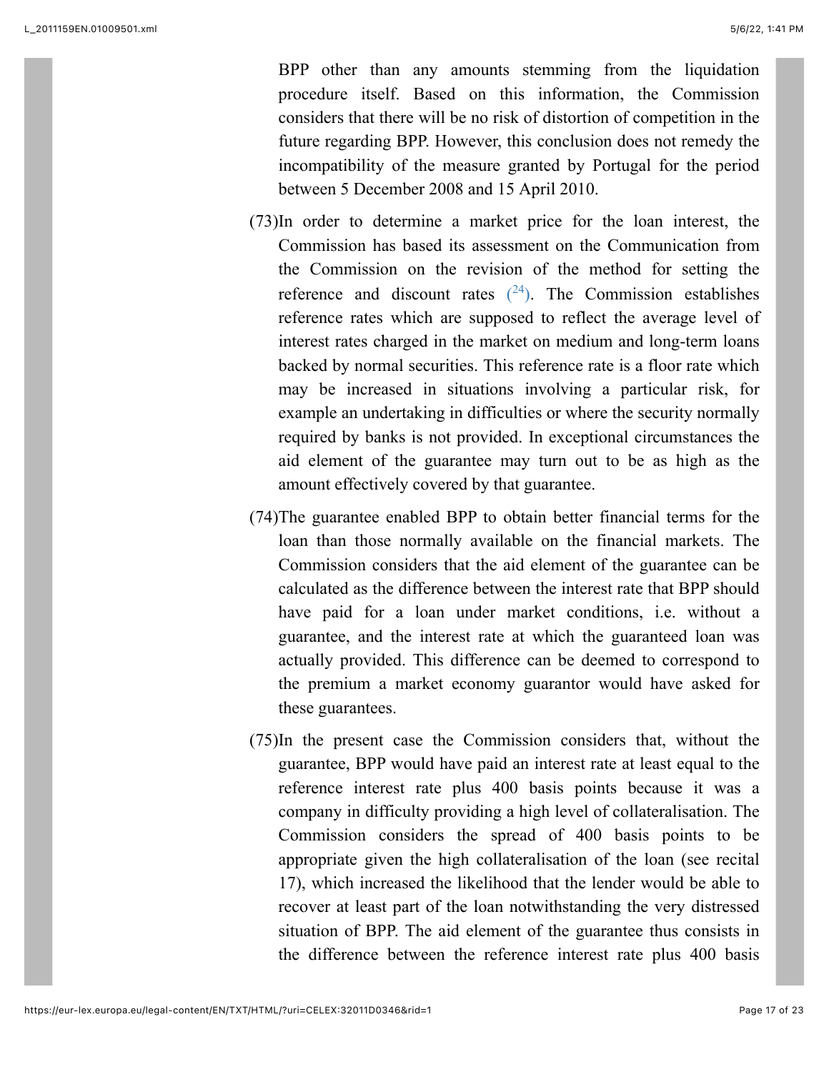BPP other than any amounts stemming from the liquidation procedure itself. Based on this information, the Commission considers that there will be no risk of distortion of competition in the future regarding BPP. However, this conclusion does not remedy the incompatibility of the measure granted by Portugal for the period between 5 December 2008 and 15 April 2010.

(73) In order to determine a market price for the loan interest, the Commission has based its assessment on the Communication from the Commission on the revision of the method for setting the reference and discount rates [24]. The Commission establishes reference rates which are supposed to reflect the average level of interest rates charged in the market on medium and long-term loans backed by normal securities. This reference rate is a floor rate which may be increased in situations involving a particular risk, for example an undertaking in difficulties or where the security normally required by banks is not provided. In exceptional circumstances the aid element of the guarantee may turn out to be as high as the amount effectively covered by that guarantee.

(74) The guarantee enabled BPP to obtain better financial terms for the loan than those normally available on the financial markets. The Commission considers that the aid element of the guarantee can be calculated as the difference between the interest rate that BPP should have paid for a loan under market conditions, i.e. without a guarantee, and the interest rate at which the guaranteed loan was actually provided. This difference can be deemed to correspond to the premium a market economy guarantor would have asked for these guarantees.

(75) In the present case the Commission considers that, without the guarantee, BPP would have paid an interest rate at least equal to the reference interest rate plus 400 basis points because it was a company in difficulty providing a high level of collateralisation. The Commission considers the spread of 400 basis points to be appropriate given the high collateralisation of the loan (see recital 17), which increased the likelihood that the lender would be able to recover at least part of the loan notwithstanding the very distressed situation of BPP. The aid element of the guarantee thus consists in the difference between the reference interest rate plus 400 basis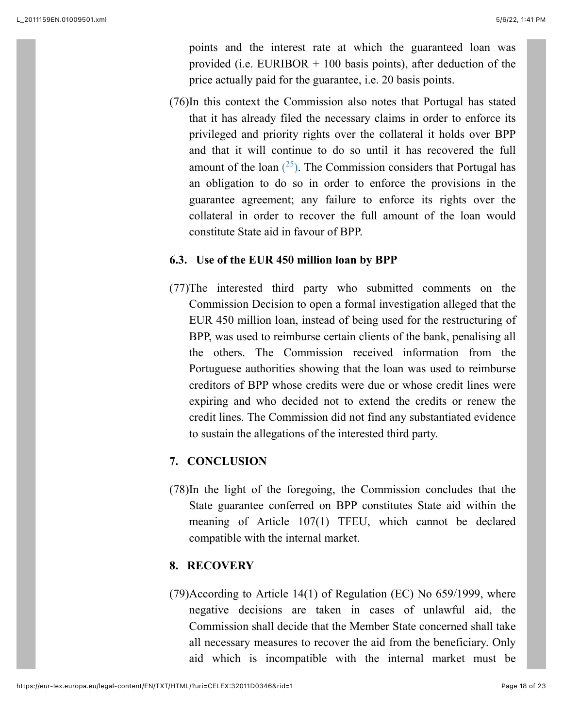points and the interest rate at which the guaranteed loan was provided (i.e. EURIBOR + 100 basis points), after deduction of the price actually paid for the guarantee, i.e. 20 basis points.

(76) In this context the Commission also notes that Portugal has stated that it has already filed the necessary claims in order to enforce its privileged and priority rights over the collateral it holds over BPP and that it will continue to do so until it has recovered the full amount of the loan [25]. The Commission considers that Portugal has an obligation to do so in order to enforce the provisions in the guarantee agreement; any failure to enforce its rights over the collateral in order to recover the full amount of the loan would constitute State aid in favour of BPP.

### 6.3. Use of the EUR 450 million loan by BPP

(77) The interested third party who submitted comments on the Commission Decision to open a formal investigation alleged that the EUR 450 million loan, instead of being used for the restructuring of BPP, was used to reimburse certain clients of the bank, penalising all the others. The Commission received information from the Portuguese authorities showing that the loan was used to reimburse creditors of BPP whose credits were due or whose credit lines were expiring and who decided not to extend the credits or renew the credit lines. The Commission did not find any substantiated evidence to sustain the allegations of the interested third party.

## 7. CONCLUSION

(78) In the light of the foregoing, the Commission concludes that the State guarantee conferred on BPP constitutes State aid within the meaning of Article 107(1) TFEU, which cannot be declared compatible with the internal market.

## 8. RECOVERY

(79) According to Article 14(1) of Regulation (EC) No 659/1999, where negative decisions are taken in cases of unlawful aid, the Commission shall decide that the Member State concerned shall take all necessary measures to recover the aid from the beneficiary. Only aid which is incompatible with the internal market must be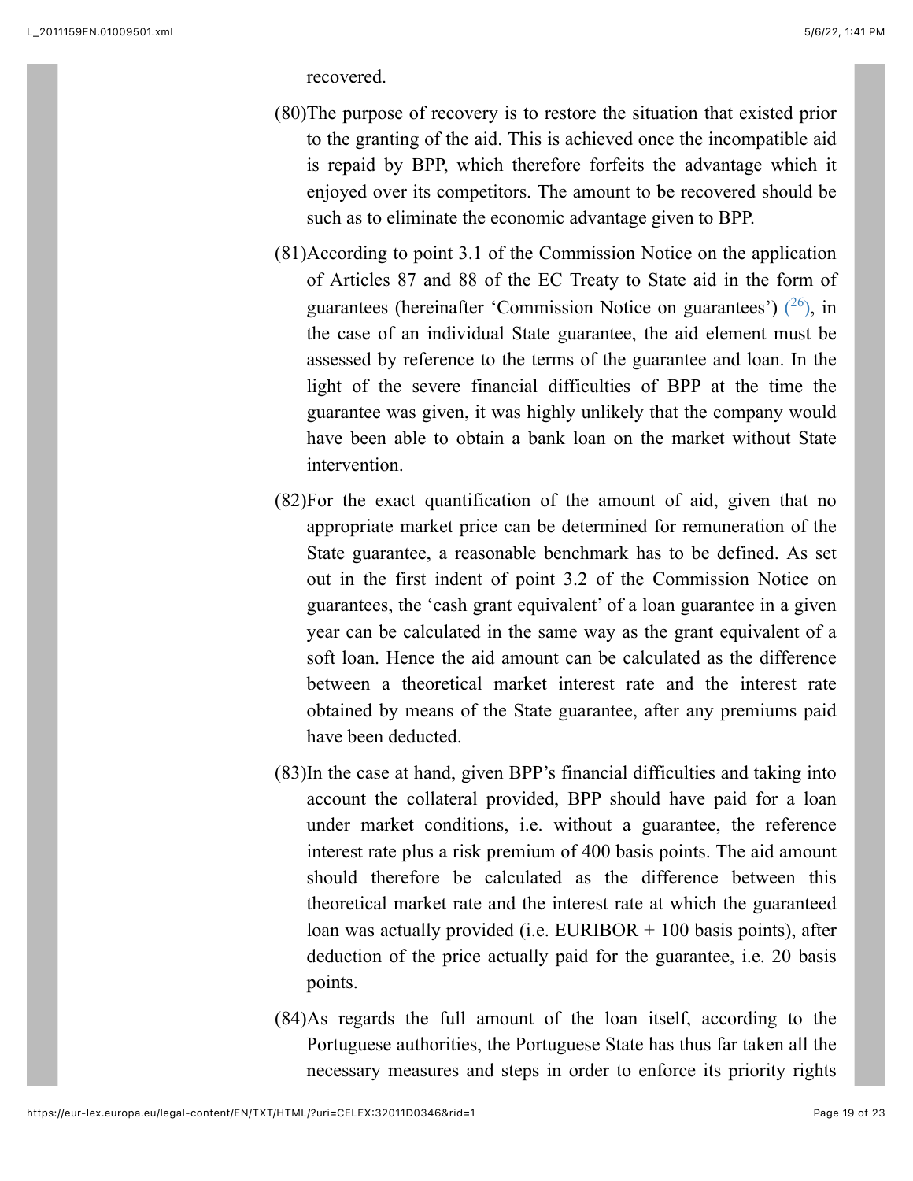recovered.

(80) The purpose of recovery is to restore the situation that existed prior to the granting of the aid. This is achieved once the incompatible aid is repaid by BPP, which therefore forfeits the advantage which it enjoyed over its competitors. The amount to be recovered should be such as to eliminate the economic advantage given to BPP.

(81) According to point 3.1 of the Commission Notice on the application of Articles 87 and 88 of the EC Treaty to State aid in the form of guarantees (hereinafter 'Commission Notice on guarantees') [26], in the case of an individual State guarantee, the aid element must be assessed by reference to the terms of the guarantee and loan. In the light of the severe financial difficulties of BPP at the time the guarantee was given, it was highly unlikely that the company would have been able to obtain a bank loan on the market without State intervention.

(82) For the exact quantification of the amount of aid, given that no appropriate market price can be determined for remuneration of the State guarantee, a reasonable benchmark has to be defined. As set out in the first indent of point 3.2 of the Commission Notice on guarantees, the 'cash grant equivalent' of a loan guarantee in a given year can be calculated in the same way as the grant equivalent of a soft loan. Hence the aid amount can be calculated as the difference between a theoretical market interest rate and the interest rate obtained by means of the State guarantee, after any premiums paid have been deducted.

(83) In the case at hand, given BPP's financial difficulties and taking into account the collateral provided, BPP should have paid for a loan under market conditions, i.e. without a guarantee, the reference interest rate plus a risk premium of 400 basis points. The aid amount should therefore be calculated as the difference between this theoretical market rate and the interest rate at which the guaranteed loan was actually provided (i.e. EURIBOR + 100 basis points), after deduction of the price actually paid for the guarantee, i.e. 20 basis points.

(84) As regards the full amount of the loan itself, according to the Portuguese authorities, the Portuguese State has thus far taken all the necessary measures and steps in order to enforce its priority rights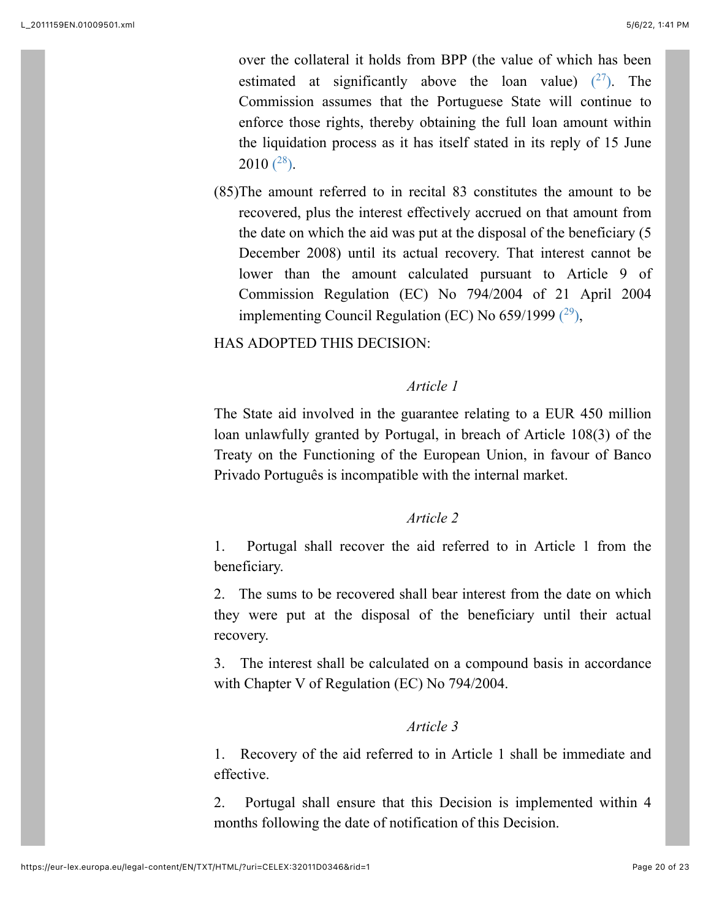over the collateral it holds from BPP (the value of which has been estimated at significantly above the loan value) [27]. The Commission assumes that the Portuguese State will continue to enforce those rights, thereby obtaining the full loan amount within the liquidation process as it has itself stated in its reply of 15 June 2010 [28].

(85) The amount referred to in recital 83 constitutes the amount to be recovered, plus the interest effectively accrued on that amount from the date on which the aid was put at the disposal of the beneficiary (5 December 2008) until its actual recovery. That interest cannot be lower than the amount calculated pursuant to Article 9 of Commission Regulation (EC) No 794/2004 of 21 April 2004 implementing Council Regulation (EC) No 659/1999 [29],

HAS ADOPTED THIS DECISION:

*Article 1*

The State aid involved in the guarantee relating to a EUR 450 million loan unlawfully granted by Portugal, in breach of Article 108(3) of the Treaty on the Functioning of the European Union, in favour of Banco Privado Português is incompatible with the internal market.

*Article 2*

1. Portugal shall recover the aid referred to in Article 1 from the beneficiary.

2. The sums to be recovered shall bear interest from the date on which they were put at the disposal of the beneficiary until their actual recovery.

3. The interest shall be calculated on a compound basis in accordance with Chapter V of Regulation (EC) No 794/2004.

*Article 3*

1. Recovery of the aid referred to in Article 1 shall be immediate and effective.

2. Portugal shall ensure that this Decision is implemented within 4 months following the date of notification of this Decision.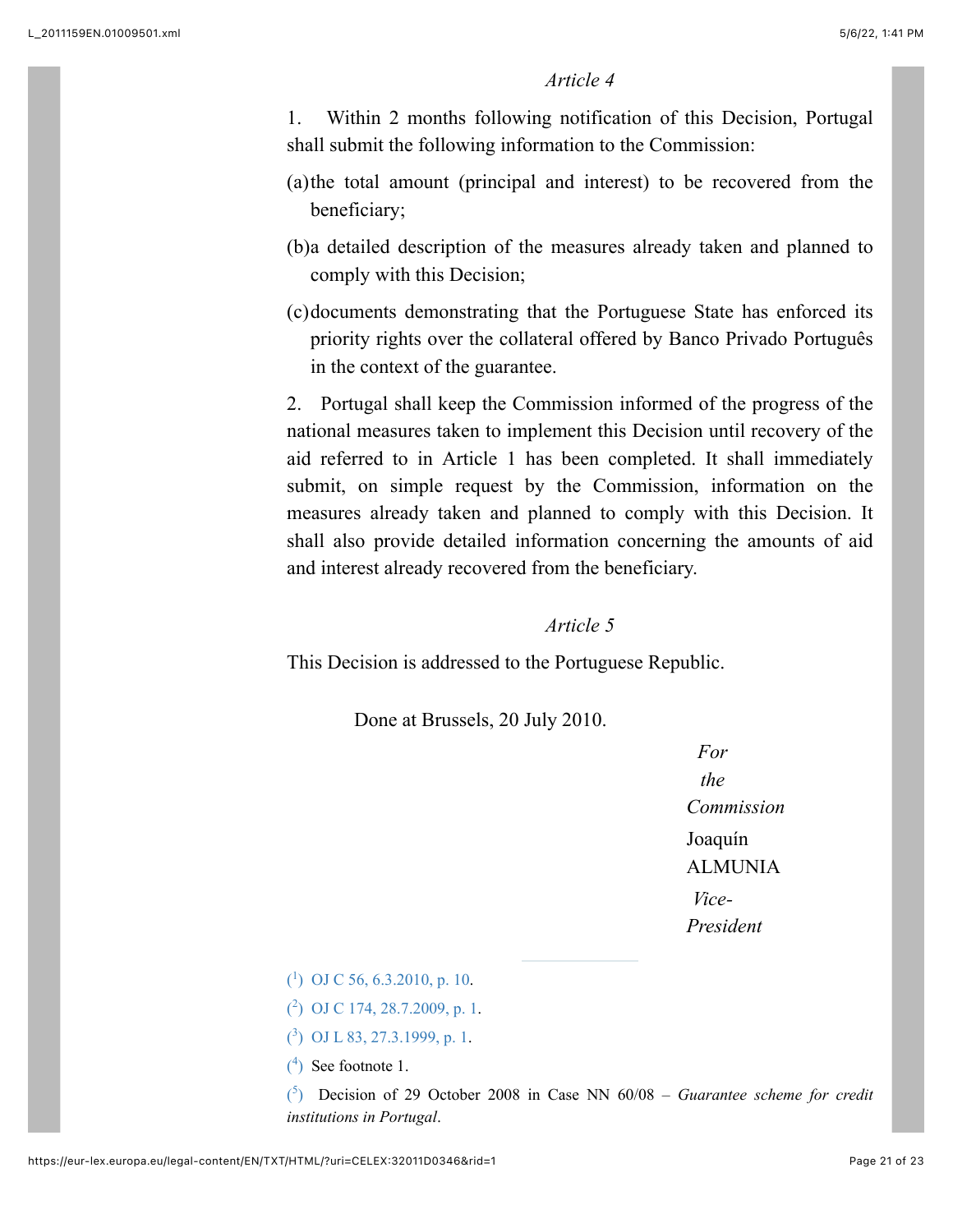*Article 4*

1. Within 2 months following notification of this Decision, Portugal shall submit the following information to the Commission:

(a) the total amount (principal and interest) to be recovered from the beneficiary;

(b) a detailed description of the measures already taken and planned to comply with this Decision;

(c) documents demonstrating that the Portuguese State has enforced its priority rights over the collateral offered by Banco Privado Português in the context of the guarantee.

2. Portugal shall keep the Commission informed of the progress of the national measures taken to implement this Decision until recovery of the aid referred to in Article 1 has been completed. It shall immediately submit, on simple request by the Commission, information on the measures already taken and planned to comply with this Decision. It shall also provide detailed information concerning the amounts of aid and interest already recovered from the beneficiary.

*Article 5*

This Decision is addressed to the Portuguese Republic.

Done at Brussels, 20 July 2010.

*For the Commission*

Joaquín ALMUNIA

*Vice-President*

---

(1) OJ C 56, 6.3.2010, p. 10.

(2) OJ C 174, 28.7.2009, p. 1.

(3) OJ L 83, 27.3.1999, p. 1.

(4) See footnote 1.

(5) Decision of 29 October 2008 in Case NN 60/08 – *Guarantee scheme for credit institutions in Portugal*.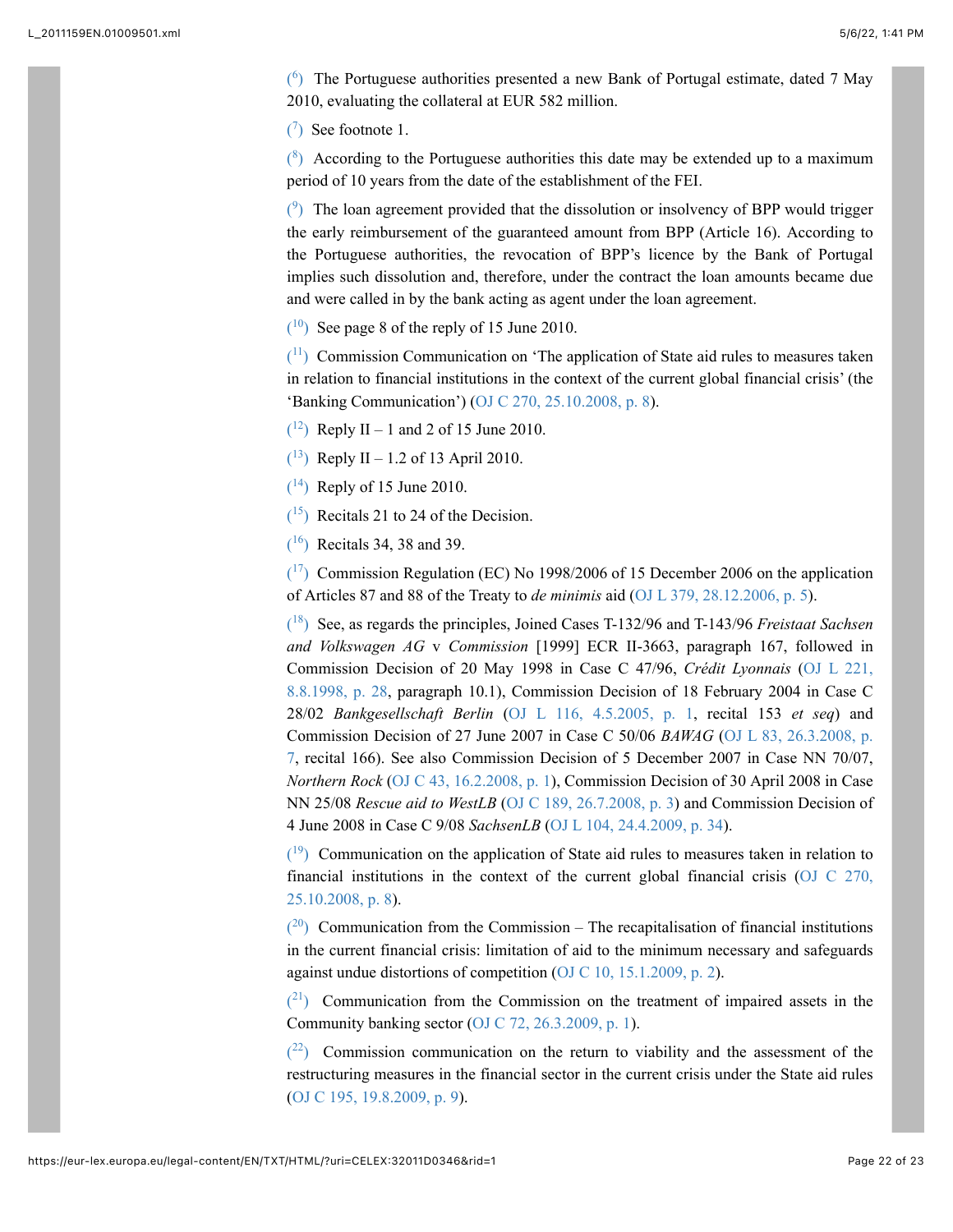([6]) The Portuguese authorities presented a new Bank of Portugal estimate, dated 7 May 2010, evaluating the collateral at EUR 582 million.

([7]) See footnote 1.

([8]) According to the Portuguese authorities this date may be extended up to a maximum period of 10 years from the date of the establishment of the FEI.

([9]) The loan agreement provided that the dissolution or insolvency of BPP would trigger the early reimbursement of the guaranteed amount from BPP (Article 16). According to the Portuguese authorities, the revocation of BPP's licence by the Bank of Portugal implies such dissolution and, therefore, under the contract the loan amounts became due and were called in by the bank acting as agent under the loan agreement.

([10]) See page 8 of the reply of 15 June 2010.

([11]) Commission Communication on 'The application of State aid rules to measures taken in relation to financial institutions in the context of the current global financial crisis' (the 'Banking Communication') (OJ C 270, 25.10.2008, p. 8).

([12]) Reply II – 1 and 2 of 15 June 2010.

([13]) Reply II – 1.2 of 13 April 2010.

([14]) Reply of 15 June 2010.

([15]) Recitals 21 to 24 of the Decision.

([16]) Recitals 34, 38 and 39.

([17]) Commission Regulation (EC) No 1998/2006 of 15 December 2006 on the application of Articles 87 and 88 of the Treaty to *de minimis* aid (OJ L 379, 28.12.2006, p. 5).

([18]) See, as regards the principles, Joined Cases T-132/96 and T-143/96 *Freistaat Sachsen and Volkswagen AG* v *Commission* [1999] ECR II-3663, paragraph 167, followed in Commission Decision of 20 May 1998 in Case C 47/96, *Crédit Lyonnais* (OJ L 221, 8.8.1998, p. 28, paragraph 10.1), Commission Decision of 18 February 2004 in Case C 28/02 *Bankgesellschaft Berlin* (OJ L 116, 4.5.2005, p. 1, recital 153 *et seq*) and Commission Decision of 27 June 2007 in Case C 50/06 *BAWAG* (OJ L 83, 26.3.2008, p. 7, recital 166). See also Commission Decision of 5 December 2007 in Case NN 70/07, *Northern Rock* (OJ C 43, 16.2.2008, p. 1), Commission Decision of 30 April 2008 in Case NN 25/08 *Rescue aid to WestLB* (OJ C 189, 26.7.2008, p. 3) and Commission Decision of 4 June 2008 in Case C 9/08 *SachsenLB* (OJ L 104, 24.4.2009, p. 34).

([19]) Communication on the application of State aid rules to measures taken in relation to financial institutions in the context of the current global financial crisis (OJ C 270, 25.10.2008, p. 8).

([20]) Communication from the Commission – The recapitalisation of financial institutions in the current financial crisis: limitation of aid to the minimum necessary and safeguards against undue distortions of competition (OJ C 10, 15.1.2009, p. 2).

([21]) Communication from the Commission on the treatment of impaired assets in the Community banking sector (OJ C 72, 26.3.2009, p. 1).

([22]) Commission communication on the return to viability and the assessment of the restructuring measures in the financial sector in the current crisis under the State aid rules (OJ C 195, 19.8.2009, p. 9).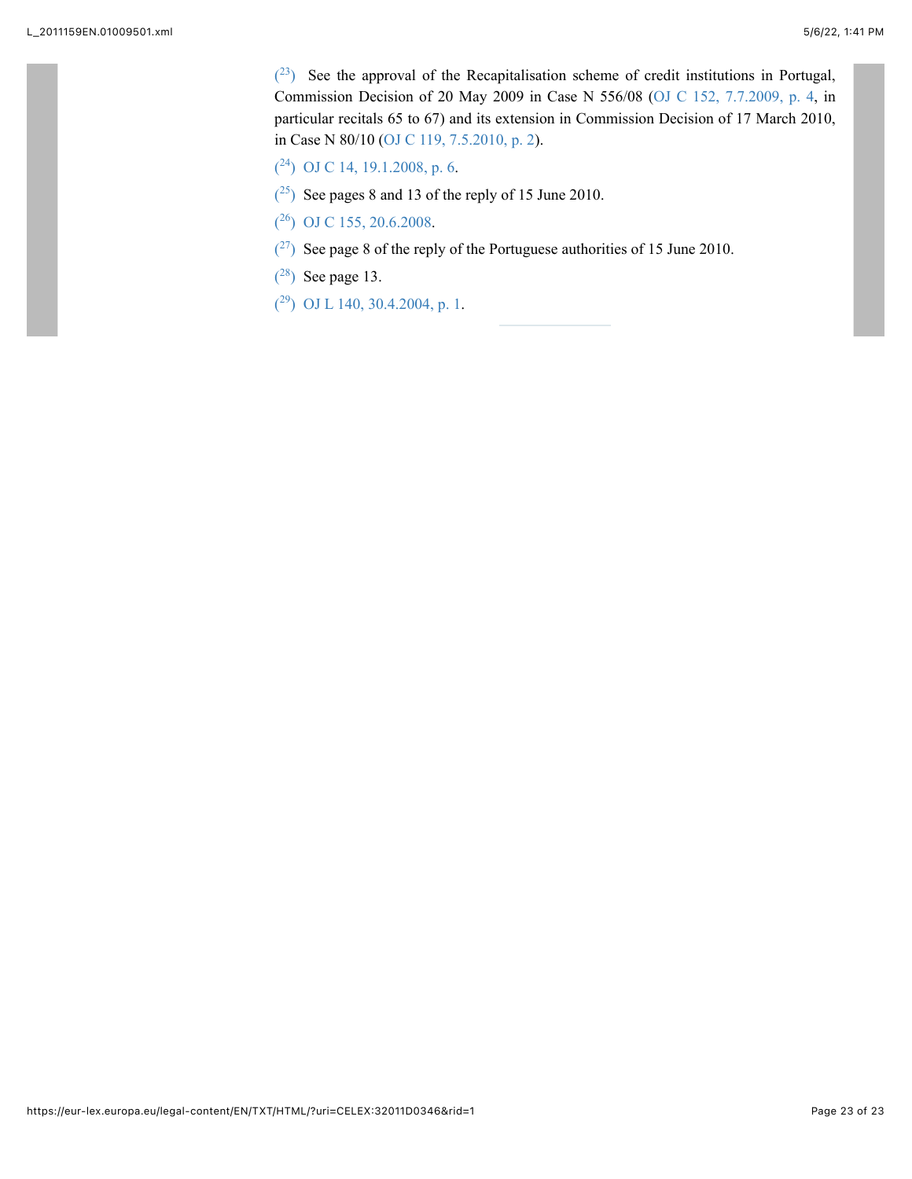([23]) See the approval of the Recapitalisation scheme of credit institutions in Portugal, Commission Decision of 20 May 2009 in Case N 556/08 (OJ C 152, 7.7.2009, p. 4, in particular recitals 65 to 67) and its extension in Commission Decision of 17 March 2010, in Case N 80/10 (OJ C 119, 7.5.2010, p. 2).

([24]) OJ C 14, 19.1.2008, p. 6.

([25]) See pages 8 and 13 of the reply of 15 June 2010.

([26]) OJ C 155, 20.6.2008.

([27]) See page 8 of the reply of the Portuguese authorities of 15 June 2010.

([28]) See page 13.

([29]) OJ L 140, 30.4.2004, p. 1.